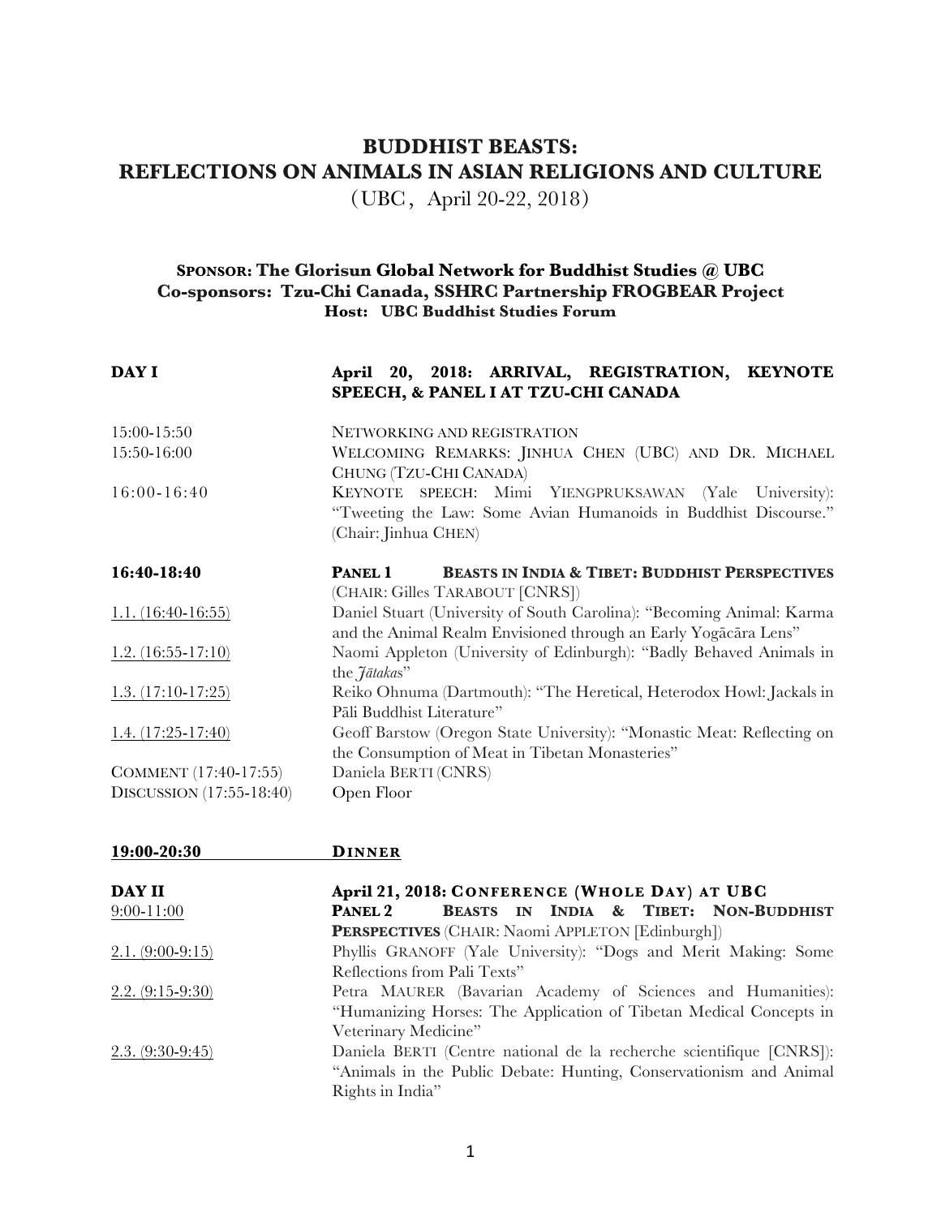# BUDDHIST BEASTS: REFLECTIONS ON ANIMALS IN ASIAN RELIGIONS AND CULTURE

（UBC， April 20-22, 2018）

**SPONSOR: The Glorisun Global Network for Buddhist Studies @ UBC**
**Co-sponsors: Tzu-Chi Canada, SSHRC Partnership FROGBEAR Project**
**Host: UBC Buddhist Studies Forum**

| | |
|---|---|
| **DAY I** | **April 20, 2018: ARRIVAL, REGISTRATION, KEYNOTE SPEECH, & PANEL I AT TZU-CHI CANADA** |
| 15:00-15:50 | NETWORKING AND REGISTRATION |
| 15:50-16:00 | WELCOMING REMARKS: JINHUA CHEN (UBC) AND DR. MICHAEL CHUNG (TZU-CHI CANADA) |
| 16:00-16:40 | KEYNOTE SPEECH: Mimi YIENGPRUKSAWAN (Yale University): "Tweeting the Law: Some Avian Humanoids in Buddhist Discourse." (Chair: Jinhua CHEN) |
| **16:40-18:40** | **PANEL 1 BEASTS IN INDIA & TIBET: BUDDHIST PERSPECTIVES** (CHAIR: Gilles TARABOUT [CNRS]) |
| 1.1. (16:40-16:55) | Daniel Stuart (University of South Carolina): "Becoming Animal: Karma and the Animal Realm Envisioned through an Early Yogācāra Lens" |
| 1.2. (16:55-17:10) | Naomi Appleton (University of Edinburgh): "Badly Behaved Animals in the *Jātakas*" |
| 1.3. (17:10-17:25) | Reiko Ohnuma (Dartmouth): "The Heretical, Heterodox Howl: Jackals in Pāli Buddhist Literature" |
| 1.4. (17:25-17:40) | Geoff Barstow (Oregon State University): "Monastic Meat: Reflecting on the Consumption of Meat in Tibetan Monasteries" |
| COMMENT (17:40-17:55) | Daniela BERTI (CNRS) |
| DISCUSSION (17:55-18:40) | Open Floor |
| **19:00-20:30** | **DINNER** |
| **DAY II** | **April 21, 2018: CONFERENCE (WHOLE DAY) AT UBC** |
| 9:00-11:00 | **PANEL 2 BEASTS IN INDIA & TIBET: NON-BUDDHIST PERSPECTIVES** (CHAIR: Naomi APPLETON [Edinburgh]) |
| 2.1. (9:00-9:15) | Phyllis GRANOFF (Yale University): "Dogs and Merit Making: Some Reflections from Pali Texts" |
| 2.2. (9:15-9:30) | Petra MAURER (Bavarian Academy of Sciences and Humanities): "Humanizing Horses: The Application of Tibetan Medical Concepts in Veterinary Medicine" |
| 2.3. (9:30-9:45) | Daniela BERTI (Centre national de la recherche scientifique [CNRS]): "Animals in the Public Debate: Hunting, Conservationism and Animal Rights in India" |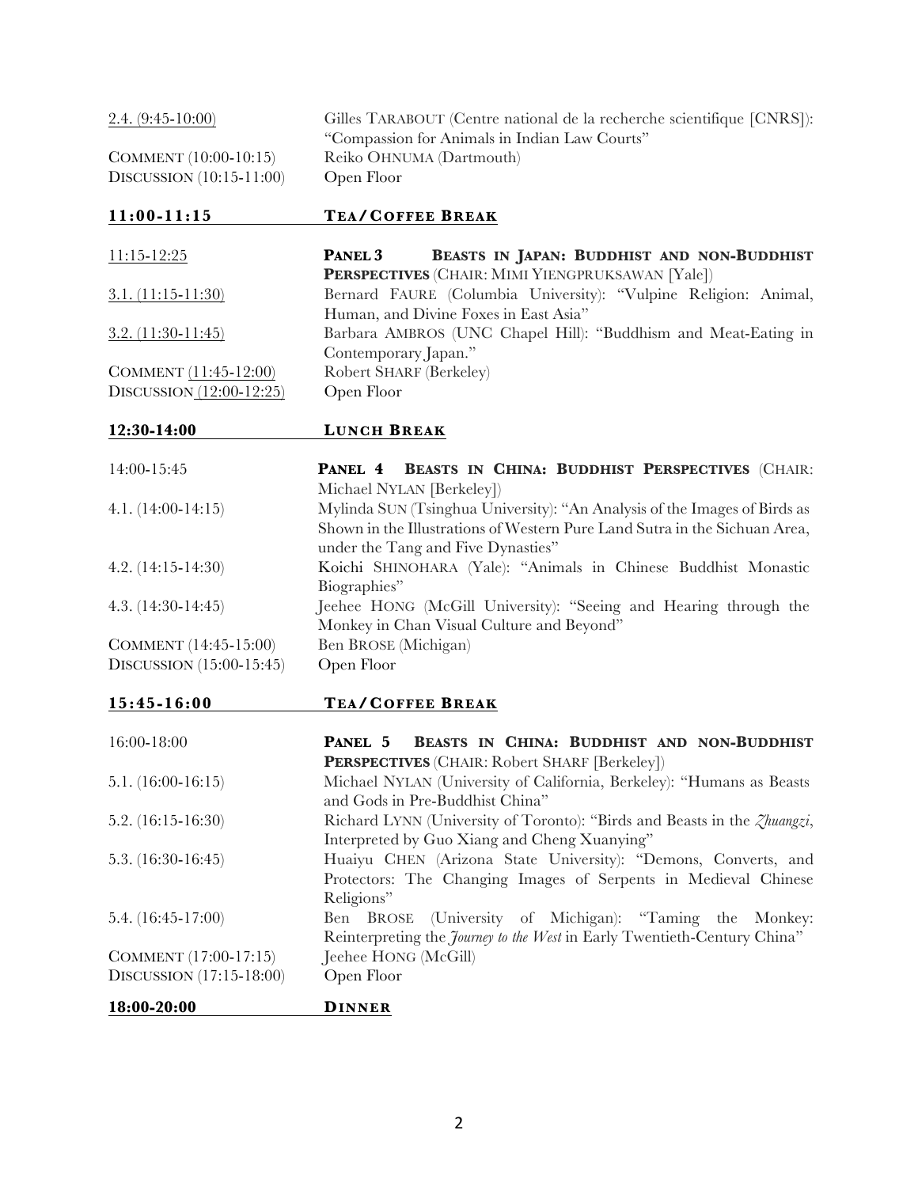| | |
|---|---|
| 2.4. (9:45-10:00) | Gilles TARABOUT (Centre national de la recherche scientifique [CNRS]): "Compassion for Animals in Indian Law Courts" |
| COMMENT (10:00-10:15) | Reiko OHNUMA (Dartmouth) |
| DISCUSSION (10:15-11:00) | Open Floor |
| **11:00-11:15** | **TEA/COFFEE BREAK** |
| 11:15-12:25 | **PANEL 3 BEASTS IN JAPAN: BUDDHIST AND NON-BUDDHIST PERSPECTIVES** (CHAIR: MIMI YIENGPRUKSAWAN [Yale]) |
| 3.1. (11:15-11:30) | Bernard FAURE (Columbia University): "Vulpine Religion: Animal, Human, and Divine Foxes in East Asia" |
| 3.2. (11:30-11:45) | Barbara AMBROS (UNC Chapel Hill): "Buddhism and Meat-Eating in Contemporary Japan." |
| COMMENT (11:45-12:00) | Robert SHARF (Berkeley) |
| DISCUSSION (12:00-12:25) | Open Floor |
| **12:30-14:00** | **LUNCH BREAK** |
| 14:00-15:45 | **PANEL 4 BEASTS IN CHINA: BUDDHIST PERSPECTIVES** (CHAIR: Michael NYLAN [Berkeley]) |
| 4.1. (14:00-14:15) | Mylinda SUN (Tsinghua University): "An Analysis of the Images of Birds as Shown in the Illustrations of Western Pure Land Sutra in the Sichuan Area, under the Tang and Five Dynasties" |
| 4.2. (14:15-14:30) | Koichi SHINOHARA (Yale): "Animals in Chinese Buddhist Monastic Biographies" |
| 4.3. (14:30-14:45) | Jeehee HONG (McGill University): "Seeing and Hearing through the Monkey in Chan Visual Culture and Beyond" |
| COMMENT (14:45-15:00) | Ben BROSE (Michigan) |
| DISCUSSION (15:00-15:45) | Open Floor |
| **15:45-16:00** | **TEA/COFFEE BREAK** |
| 16:00-18:00 | **PANEL 5 BEASTS IN CHINA: BUDDHIST AND NON-BUDDHIST PERSPECTIVES** (CHAIR: Robert SHARF [Berkeley]) |
| 5.1. (16:00-16:15) | Michael NYLAN (University of California, Berkeley): "Humans as Beasts and Gods in Pre-Buddhist China" |
| 5.2. (16:15-16:30) | Richard LYNN (University of Toronto): "Birds and Beasts in the *Zhuangzi*, Interpreted by Guo Xiang and Cheng Xuanying" |
| 5.3. (16:30-16:45) | Huaiyu CHEN (Arizona State University): "Demons, Converts, and Protectors: The Changing Images of Serpents in Medieval Chinese Religions" |
| 5.4. (16:45-17:00) | Ben BROSE (University of Michigan): "Taming the Monkey: Reinterpreting the *Journey to the West* in Early Twentieth-Century China" |
| COMMENT (17:00-17:15) | Jeehee HONG (McGill) |
| DISCUSSION (17:15-18:00) | Open Floor |
| **18:00-20:00** | **DINNER** |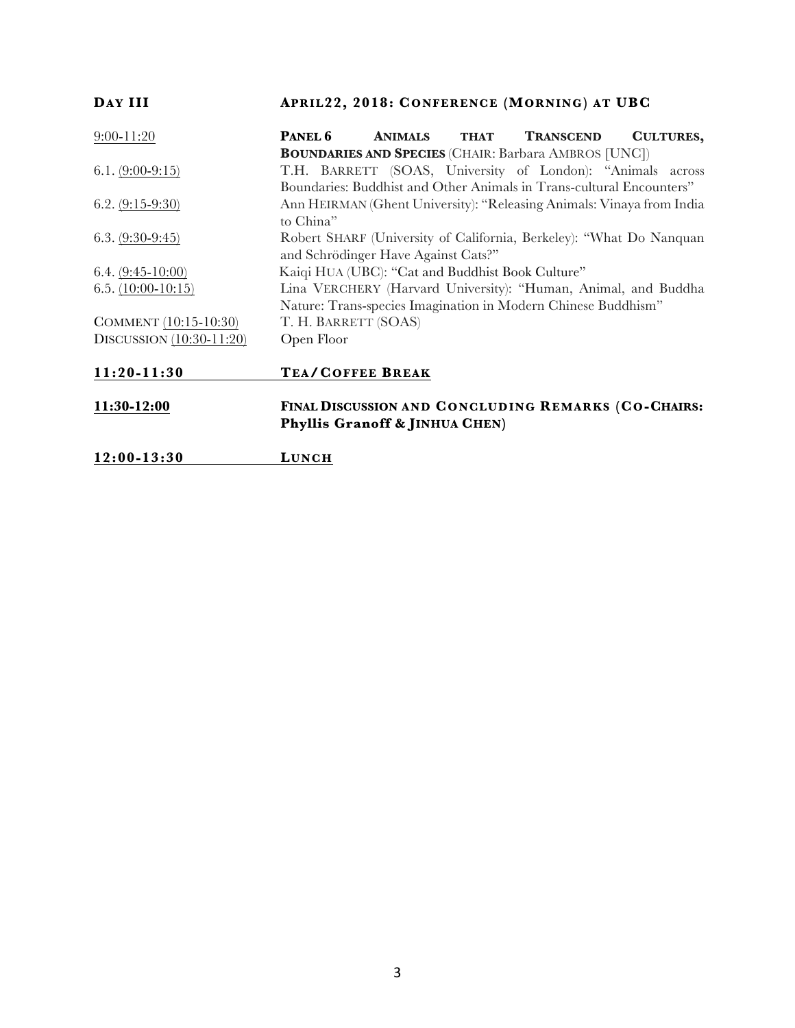## Day III — April22, 2018: Conference (Morning) at UBC

| | |
|---|---|
| 9:00-11:20 | **Panel 6 Animals that Transcend Cultures, Boundaries and Species** (Chair: Barbara AMBROS [UNC]) |
| 6.1. (9:00-9:15) | T.H. BARRETT (SOAS, University of London): "Animals across Boundaries: Buddhist and Other Animals in Trans-cultural Encounters" |
| 6.2. (9:15-9:30) | Ann HEIRMAN (Ghent University): "Releasing Animals: Vinaya from India to China" |
| 6.3. (9:30-9:45) | Robert SHARF (University of California, Berkeley): "What Do Nanquan and Schrödinger Have Against Cats?" |
| 6.4. (9:45-10:00) | Kaiqi HUA (UBC): "Cat and Buddhist Book Culture" |
| 6.5. (10:00-10:15) | Lina VERCHERY (Harvard University): "Human, Animal, and Buddha Nature: Trans-species Imagination in Modern Chinese Buddhism" |
| Comment (10:15-10:30) | T. H. BARRETT (SOAS) |
| Discussion (10:30-11:20) | Open Floor |
| **11:20-11:30** | **Tea/Coffee Break** |
| **11:30-12:00** | **Final Discussion and Concluding Remarks (Co-Chairs: Phyllis Granoff & Jinhua Chen)** |
| **12:00-13:30** | **Lunch** |